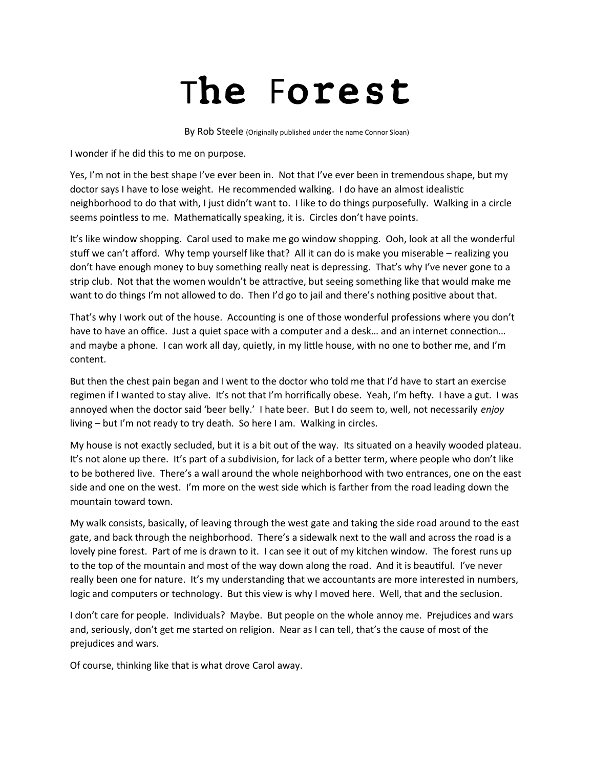# The Forest

By Rob Steele (Originally published under the name Connor Sloan)

I wonder if he did this to me on purpose.

Yes, I'm not in the best shape I've ever been in. Not that I've ever been in tremendous shape, but my doctor says I have to lose weight. He recommended walking. I do have an almost idealistic neighborhood to do that with, I just didn't want to. I like to do things purposefully. Walking in a circle seems pointless to me. Mathematically speaking, it is. Circles don't have points.

It's like window shopping. Carol used to make me go window shopping. Ooh, look at all the wonderful stuff we can't afford. Why temp yourself like that? All it can do is make you miserable – realizing you don't have enough money to buy something really neat is depressing. That's why I've never gone to a strip club. Not that the women wouldn't be attractive, but seeing something like that would make me want to do things I'm not allowed to do. Then I'd go to jail and there's nothing positive about that.

That's why I work out of the house. Accounting is one of those wonderful professions where you don't have to have an office. Just a quiet space with a computer and a desk… and an internet connection… and maybe a phone. I can work all day, quietly, in my little house, with no one to bother me, and I'm content.

But then the chest pain began and I went to the doctor who told me that I'd have to start an exercise regimen if I wanted to stay alive. It's not that I'm horrifically obese. Yeah, I'm hefty. I have a gut. I was annoyed when the doctor said 'beer belly.' I hate beer. But I do seem to, well, not necessarily *enjoy* living – but I'm not ready to try death. So here I am. Walking in circles.

My house is not exactly secluded, but it is a bit out of the way. Its situated on a heavily wooded plateau. It's not alone up there. It's part of a subdivision, for lack of a better term, where people who don't like to be bothered live. There's a wall around the whole neighborhood with two entrances, one on the east side and one on the west. I'm more on the west side which is farther from the road leading down the mountain toward town.

My walk consists, basically, of leaving through the west gate and taking the side road around to the east gate, and back through the neighborhood. There's a sidewalk next to the wall and across the road is a lovely pine forest. Part of me is drawn to it. I can see it out of my kitchen window. The forest runs up to the top of the mountain and most of the way down along the road. And it is beautiful. I've never really been one for nature. It's my understanding that we accountants are more interested in numbers, logic and computers or technology. But this view is why I moved here. Well, that and the seclusion.

I don't care for people. Individuals? Maybe. But people on the whole annoy me. Prejudices and wars and, seriously, don't get me started on religion. Near as I can tell, that's the cause of most of the prejudices and wars.

Of course, thinking like that is what drove Carol away.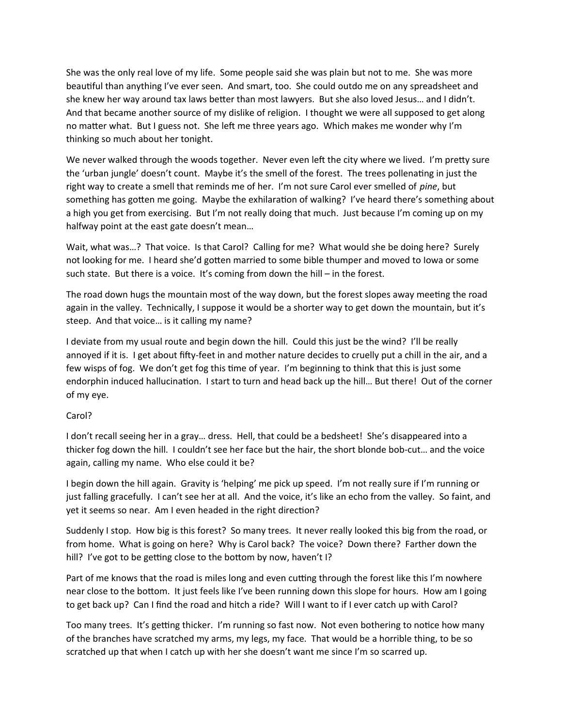She was the only real love of my life. Some people said she was plain but not to me. She was more beautiful than anything I've ever seen. And smart, too. She could outdo me on any spreadsheet and she knew her way around tax laws better than most lawyers. But she also loved Jesus… and I didn't. And that became another source of my dislike of religion. I thought we were all supposed to get along no matter what. But I guess not. She left me three years ago. Which makes me wonder why I'm thinking so much about her tonight.

We never walked through the woods together. Never even left the city where we lived. I'm pretty sure the 'urban jungle' doesn't count. Maybe it's the smell of the forest. The trees pollenating in just the right way to create a smell that reminds me of her. I'm not sure Carol ever smelled of *pine*, but something has gotten me going. Maybe the exhilaration of walking? I've heard there's something about a high you get from exercising. But I'm not really doing that much. Just because I'm coming up on my halfway point at the east gate doesn't mean…

Wait, what was…? That voice. Is that Carol? Calling for me? What would she be doing here? Surely not looking for me. I heard she'd gotten married to some bible thumper and moved to Iowa or some such state. But there is a voice. It's coming from down the hill – in the forest.

The road down hugs the mountain most of the way down, but the forest slopes away meeting the road again in the valley. Technically, I suppose it would be a shorter way to get down the mountain, but it's steep. And that voice… is it calling my name?

I deviate from my usual route and begin down the hill. Could this just be the wind? I'll be really annoyed if it is. I get about fifty-feet in and mother nature decides to cruelly put a chill in the air, and a few wisps of fog. We don't get fog this time of year. I'm beginning to think that this is just some endorphin induced hallucination. I start to turn and head back up the hill… But there! Out of the corner of my eye.

Carol?

I don't recall seeing her in a gray… dress. Hell, that could be a bedsheet! She's disappeared into a thicker fog down the hill. I couldn't see her face but the hair, the short blonde bob-cut… and the voice again, calling my name. Who else could it be?

I begin down the hill again. Gravity is 'helping' me pick up speed. I'm not really sure if I'm running or just falling gracefully. I can't see her at all. And the voice, it's like an echo from the valley. So faint, and yet it seems so near. Am I even headed in the right direction?

Suddenly I stop. How big is this forest? So many trees. It never really looked this big from the road, or from home. What is going on here? Why is Carol back? The voice? Down there? Farther down the hill? I've got to be getting close to the bottom by now, haven't I?

Part of me knows that the road is miles long and even cutting through the forest like this I'm nowhere near close to the bottom. It just feels like I've been running down this slope for hours. How am I going to get back up? Can I find the road and hitch a ride? Will I want to if I ever catch up with Carol?

Too many trees. It's getting thicker. I'm running so fast now. Not even bothering to notice how many of the branches have scratched my arms, my legs, my face. That would be a horrible thing, to be so scratched up that when I catch up with her she doesn't want me since I'm so scarred up.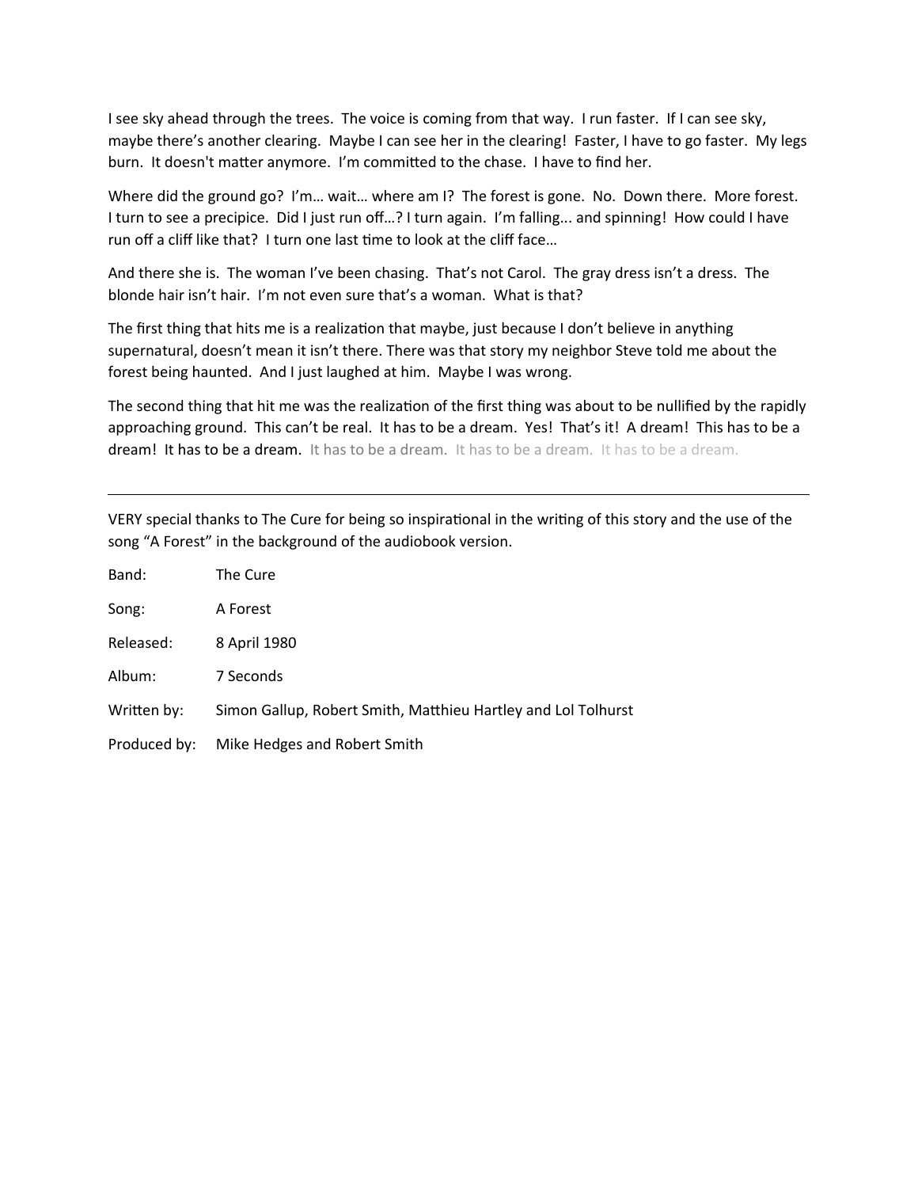I see sky ahead through the trees. The voice is coming from that way. I run faster. If I can see sky, maybe there's another clearing. Maybe I can see her in the clearing! Faster, I have to go faster. My legs burn. It doesn't matter anymore. I'm committed to the chase. I have to find her.

Where did the ground go? I'm… wait… where am I? The forest is gone. No. Down there. More forest. I turn to see a precipice. Did I just run off…? I turn again. I'm falling... and spinning! How could I have run off a cliff like that? I turn one last time to look at the cliff face…

And there she is. The woman I've been chasing. That's not Carol. The gray dress isn't a dress. The blonde hair isn't hair. I'm not even sure that's a woman. What is that?

The first thing that hits me is a realization that maybe, just because I don't believe in anything supernatural, doesn't mean it isn't there. There was that story my neighbor Steve told me about the forest being haunted. And I just laughed at him. Maybe I was wrong.

The second thing that hit me was the realization of the first thing was about to be nullified by the rapidly approaching ground. This can't be real. It has to be a dream. Yes! That's it! A dream! This has to be a dream! It has to be a dream. It has to be a dream. It has to be a dream. It has to be a dream.

---

VERY special thanks to The Cure for being so inspirational in the writing of this story and the use of the song "A Forest" in the background of the audiobook version.

| | |
|---|---|
| Band: | The Cure |
| Song: | A Forest |
| Released: | 8 April 1980 |
| Album: | 7 Seconds |
| Written by: | Simon Gallup, Robert Smith, Matthieu Hartley and Lol Tolhurst |
| Produced by: | Mike Hedges and Robert Smith |